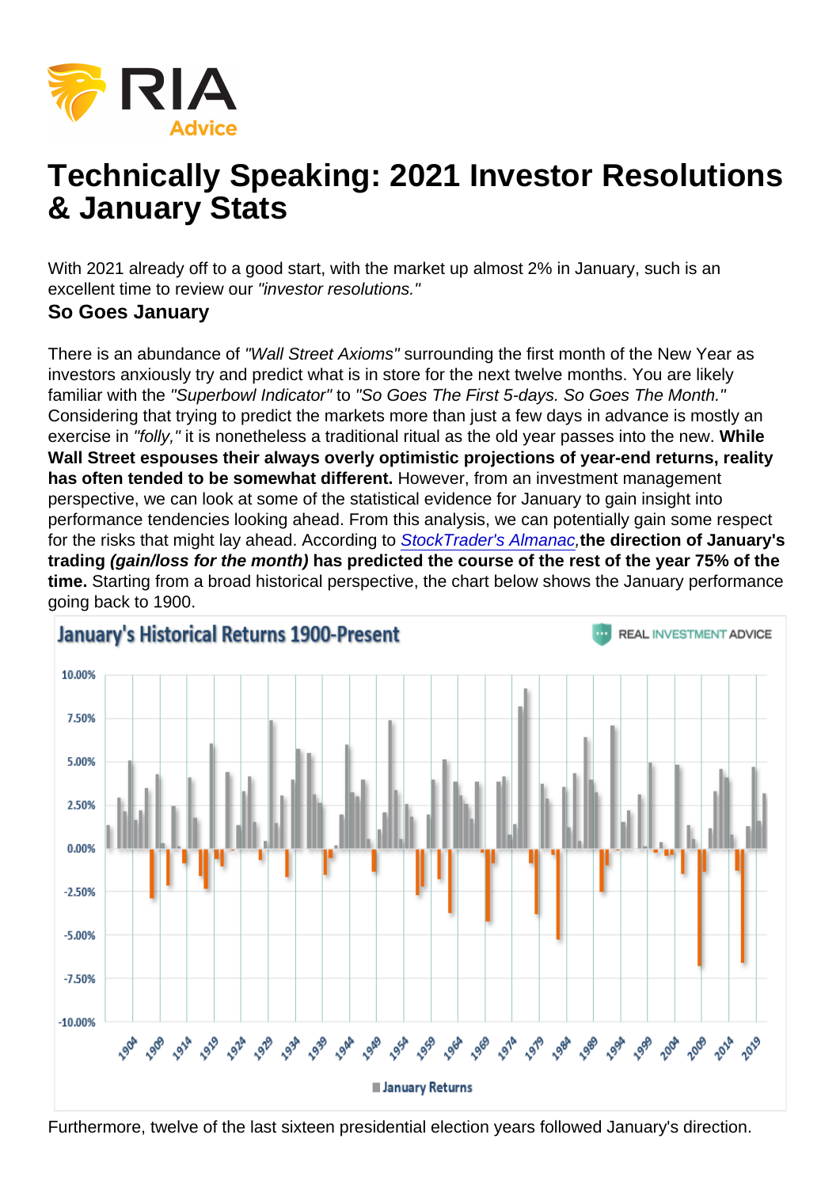# Technically Speaking: 2021 Investor Resolutions & January Stats

With 2021 already off to a good start, with the market up almost 2% in January, such is an excellent time to review our *"investor resolutions."*

## So Goes January

There is an abundance of *"Wall Street Axioms"* surrounding the first month of the New Year as investors anxiously try and predict what is in store for the next twelve months. You are likely familiar with the *"Superbowl Indicator"* to *"So Goes The First 5-days. So Goes The Month."* Considering that trying to predict the markets more than just a few days in advance is mostly an exercise in *"folly,"* it is nonetheless a traditional ritual as the old year passes into the new. **While Wall Street espouses their always overly optimistic projections of year-end returns, reality has often tended to be somewhat different.** However, from an investment management perspective, we can look at some of the statistical evidence for January to gain insight into performance tendencies looking ahead. From this analysis, we can potentially gain some respect for the risks that might lay ahead. According to *StockTrader's Almanac*, **the direction of January's trading *(gain/loss for the month)* has predicted the course of the rest of the year 75% of the time.** Starting from a broad historical perspective, the chart below shows the January performance going back to 1900.

Furthermore, twelve of the last sixteen presidential election years followed January's direction.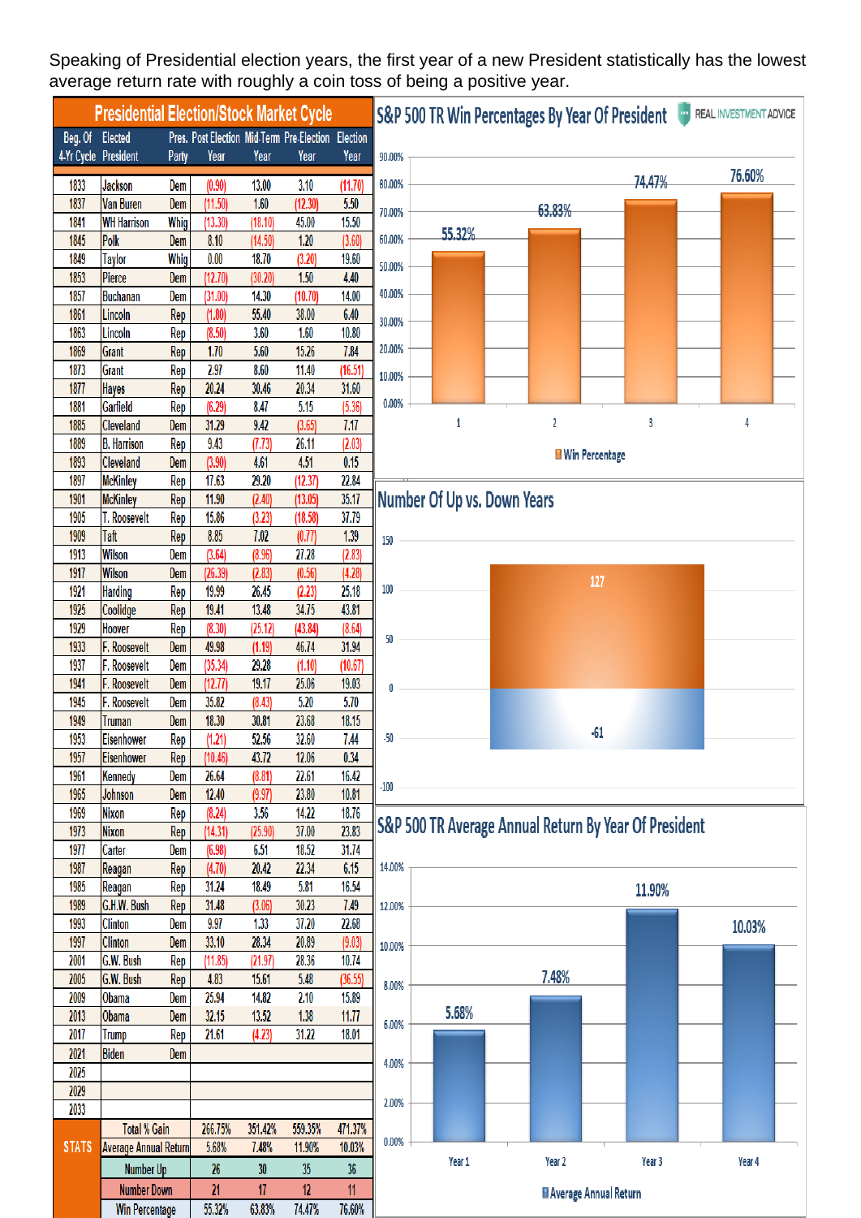Speaking of Presidential election years, the first year of a new President statistically has the lowest average return rate with roughly a coin toss of being a positive year.

## Presidential Election/Stock Market Cycle

| Beg. Of 4-Yr Cycle | Elected President | Pres. Party | Post Election Year | Mid-Term Year | Pre-Election Year | Election Year |
|---|---|---|---|---|---|---|
| 1833 | Jackson | Dem | (0.90) | 13.00 | 3.10 | (11.70) |
| 1837 | Van Buren | Dem | (11.50) | 1.60 | (12.30) | 5.50 |
| 1841 | WH Harrison | Whig | (13.30) | (18.10) | 45.00 | 15.50 |
| 1845 | Polk | Dem | 8.10 | (14.50) | 1.20 | (3.60) |
| 1849 | Taylor | Whig | 0.00 | 18.70 | (3.20) | 19.60 |
| 1853 | Pierce | Dem | (12.70) | (30.20) | 1.50 | 4.40 |
| 1857 | Buchanan | Dem | (31.00) | 14.30 | (10.70) | 14.00 |
| 1861 | Lincoln | Rep | (1.80) | 55.40 | 38.00 | 6.40 |
| 1863 | Lincoln | Rep | (8.50) | 3.60 | 1.60 | 10.80 |
| 1869 | Grant | Rep | 1.70 | 5.60 | 15.26 | 7.84 |
| 1873 | Grant | Rep | 2.97 | 8.60 | 11.40 | (16.51) |
| 1877 | Hayes | Rep | 20.24 | 30.46 | 20.34 | 31.60 |
| 1881 | Garfield | Rep | (6.29) | 8.47 | 5.15 | (5.36) |
| 1885 | Cleveland | Dem | 31.29 | 9.42 | (3.65) | 7.17 |
| 1889 | B. Harrison | Rep | 9.43 | (7.73) | 26.11 | (2.03) |
| 1893 | Cleveland | Dem | (3.90) | 4.61 | 4.51 | 0.15 |
| 1897 | McKinley | Rep | 17.63 | 29.20 | (12.37) | 22.84 |
| 1901 | McKinley | Rep | 11.90 | (2.40) | (13.05) | 35.17 |
| 1905 | T. Roosevelt | Rep | 15.86 | (3.23) | (18.58) | 37.79 |
| 1909 | Taft | Rep | 8.85 | 7.02 | (0.77) | 1.39 |
| 1913 | Wilson | Dem | (3.64) | (8.96) | 27.28 | (2.83) |
| 1917 | Wilson | Dem | (26.39) | (2.83) | (0.56) | (4.28) |
| 1921 | Harding | Rep | 19.99 | 26.45 | (2.23) | 25.18 |
| 1925 | Coolidge | Rep | 19.41 | 13.48 | 34.75 | 43.81 |
| 1929 | Hoover | Rep | (8.30) | (25.12) | (43.84) | (8.64) |
| 1933 | F. Roosevelt | Dem | 49.98 | (1.19) | 46.74 | 31.94 |
| 1937 | F. Roosevelt | Dem | (35.34) | 29.28 | (1.10) | (10.67) |
| 1941 | F. Roosevelt | Dem | (12.77) | 19.17 | 25.06 | 19.03 |
| 1945 | F. Roosevelt | Dem | 35.82 | (8.43) | 5.20 | 5.70 |
| 1949 | Truman | Dem | 18.30 | 30.81 | 23.68 | 18.15 |
| 1953 | Eisenhower | Rep | (1.21) | 52.56 | 32.60 | 7.44 |
| 1957 | Eisenhower | Rep | (10.46) | 43.72 | 12.06 | 0.34 |
| 1961 | Kennedy | Dem | 26.64 | (8.81) | 22.61 | 16.42 |
| 1965 | Johnson | Dem | 12.40 | (9.97) | 23.80 | 10.81 |
| 1969 | Nixon | Rep | (8.24) | 3.56 | 14.22 | 18.76 |
| 1973 | Nixon | Rep | (14.31) | (25.90) | 37.00 | 23.83 |
| 1977 | Carter | Dem | (6.98) | 6.51 | 18.52 | 31.74 |
| 1981 | Reagan | Rep | (4.70) | 20.42 | 22.34 | 6.15 |
| 1985 | Reagan | Rep | 31.24 | 18.49 | 5.81 | 16.54 |
| 1989 | G.H.W. Bush | Rep | 31.48 | (3.06) | 30.23 | 7.49 |
| 1993 | Clinton | Dem | 9.97 | 1.33 | 37.20 | 22.68 |
| 1997 | Clinton | Dem | 33.10 | 28.34 | 20.89 | (9.03) |
| 2001 | G.W. Bush | Rep | (11.85) | (21.97) | 28.36 | 10.74 |
| 2005 | G.W. Bush | Rep | 4.83 | 15.61 | 5.48 | (36.55) |
| 2009 | Obama | Dem | 25.94 | 14.82 | 2.10 | 15.89 |
| 2013 | Obama | Dem | 32.15 | 13.52 | 1.38 | 11.77 |
| 2017 | Trump | Rep | 21.61 | (4.23) | 31.22 | 18.01 |
| 2021 | Biden | Dem | | | | |
| 2025 | | | | | | |
| 2029 | | | | | | |
| 2033 | | | | | | |
| STATS | Total % Gain | | 266.75% | 351.42% | 559.35% | 471.37% |
| | Average Annual Return | | 5.68% | 7.48% | 11.90% | 10.03% |
| | Number Up | | 26 | 30 | 35 | 36 |
| | Number Down | | 21 | 17 | 12 | 11 |
| | Win Percentage | | 55.32% | 63.83% | 74.47% | 76.60% |

## S&P 500 TR Win Percentages By Year Of President

REAL INVESTMENT ADVICE

| Year | Win Percentage |
|---|---|
| 1 | 55.32% |
| 2 | 63.83% |
| 3 | 74.47% |
| 4 | 76.60% |

## Number Of Up vs. Down Years

| Up | Down |
|---|---|
| 127 | -61 |

## S&P 500 TR Average Annual Return By Year Of President

| Year | Average Annual Return |
|---|---|
| Year 1 | 5.68% |
| Year 2 | 7.48% |
| Year 3 | 11.90% |
| Year 4 | 10.03% |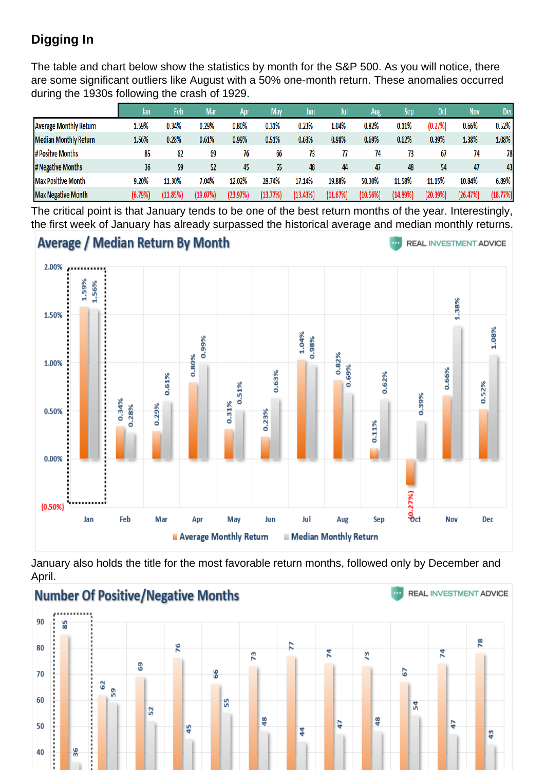## Digging In

The table and chart below show the statistics by month for the S&P 500. As you will notice, there are some significant outliers like August with a 50% one-month return. These anomalies occurred during the 1930s following the crash of 1929.

| | Jan | Feb | Mar | Apr | May | Jun | Jul | Aug | Sep | Oct | Nov | Dec |
|---|---|---|---|---|---|---|---|---|---|---|---|---|
| Average Monthly Return | 1.59% | 0.34% | 0.29% | 0.80% | 0.31% | 0.23% | 1.04% | 0.82% | 0.11% | (0.27%) | 0.66% | 0.52% |
| Median Monthly Return | 1.56% | 0.28% | 0.61% | 0.99% | 0.51% | 0.63% | 0.98% | 0.69% | 0.62% | 0.39% | 1.38% | 1.08% |
| # Positve Months | 85 | 62 | 69 | 76 | 66 | 73 | 77 | 74 | 73 | 67 | 74 | 78 |
| # Negative Months | 36 | 59 | 52 | 45 | 55 | 48 | 44 | 47 | 48 | 54 | 47 | 43 |
| Max Positive Month | 9.20% | 11.30% | 7.04% | 12.02% | 28.74% | 17.14% | 19.88% | 50.30% | 11.58% | 11.15% | 10.84% | 6.89% |
| Max Negative Month | (6.79%) | (11.85%) | (19.07%) | (23.97%) | (13.77%) | (13.43%) | (11.67%) | (10.56%) | (14.89%) | (20.39%) | (26.47%) | (18.77%) |

The critical point is that January tends to be one of the best return months of the year. Interestingly, the first week of January has already surpassed the historical average and median monthly returns.

January also holds the title for the most favorable return months, followed only by December and April.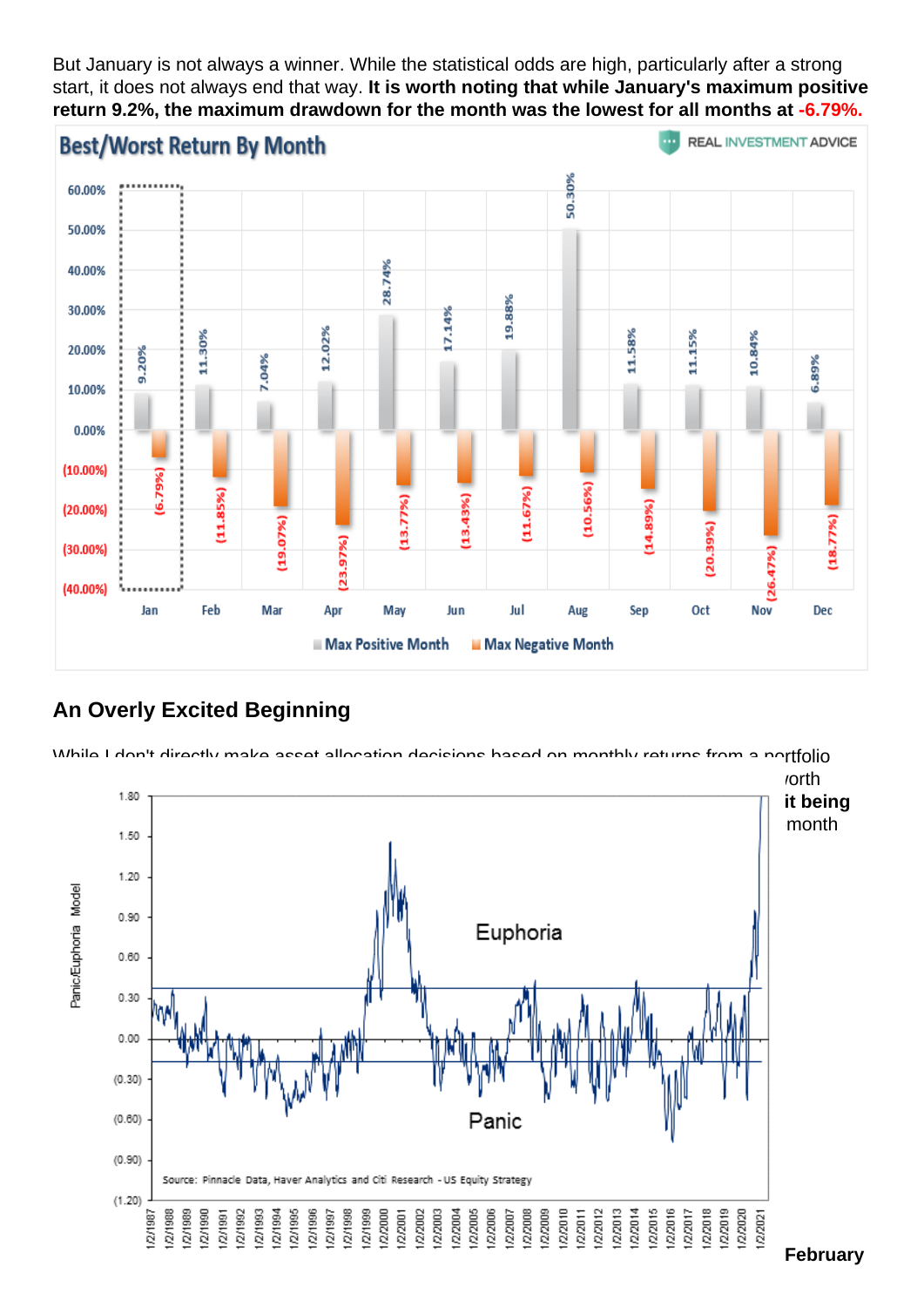But January is not always a winner. While the statistical odds are high, particularly after a strong start, it does not always end that way. **It is worth noting that while January's maximum positive return 9.2%, the maximum drawdown for the month was the lowest for all months at -6.79%.**

## An Overly Excited Beginning

While I don't directly make asset allocation decisions based on monthly returns from a portfolio

orth

**it being**

month

**February**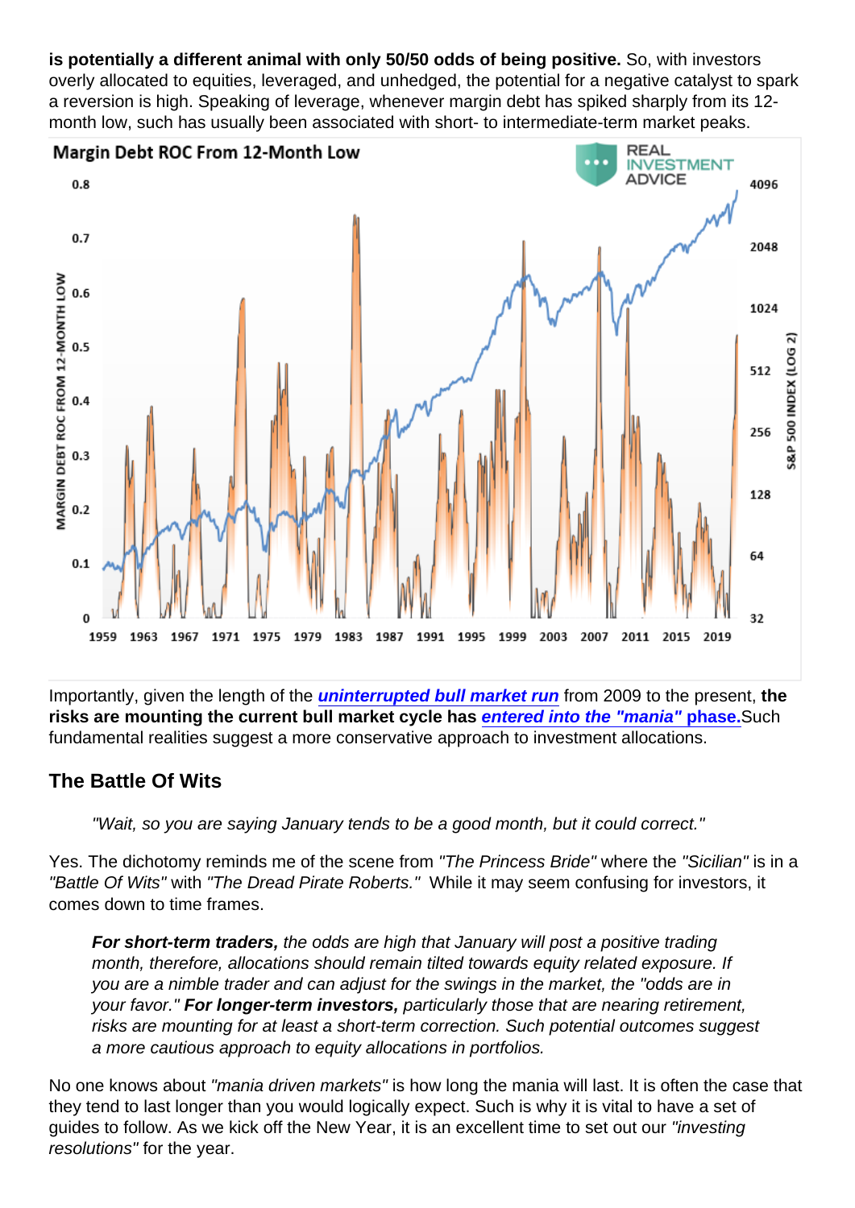**is potentially a different animal with only 50/50 odds of being positive.** So, with investors overly allocated to equities, leveraged, and unhedged, the potential for a negative catalyst to spark a reversion is high. Speaking of leverage, whenever margin debt has spiked sharply from its 12-month low, such has usually been associated with short- to intermediate-term market peaks.

Importantly, given the length of the ***uninterrupted bull market run*** from 2009 to the present, **the risks are mounting the current bull market cycle has *entered into the "mania"* phase.** Such fundamental realities suggest a more conservative approach to investment allocations.

## The Battle Of Wits

> *"Wait, so you are saying January tends to be a good month, but it could correct."*

Yes. The dichotomy reminds me of the scene from *"The Princess Bride"* where the *"Sicilian"* is in a *"Battle Of Wits"* with *"The Dread Pirate Roberts."* While it may seem confusing for investors, it comes down to time frames.

> ***For short-term traders,*** *the odds are high that January will post a positive trading month, therefore, allocations should remain tilted towards equity related exposure. If you are a nimble trader and can adjust for the swings in the market, the "odds are in your favor."* ***For longer-term investors,*** *particularly those that are nearing retirement, risks are mounting for at least a short-term correction. Such potential outcomes suggest a more cautious approach to equity allocations in portfolios.*

No one knows about *"mania driven markets"* is how long the mania will last. It is often the case that they tend to last longer than you would logically expect. Such is why it is vital to have a set of guides to follow. As we kick off the New Year, it is an excellent time to set out our *"investing resolutions"* for the year.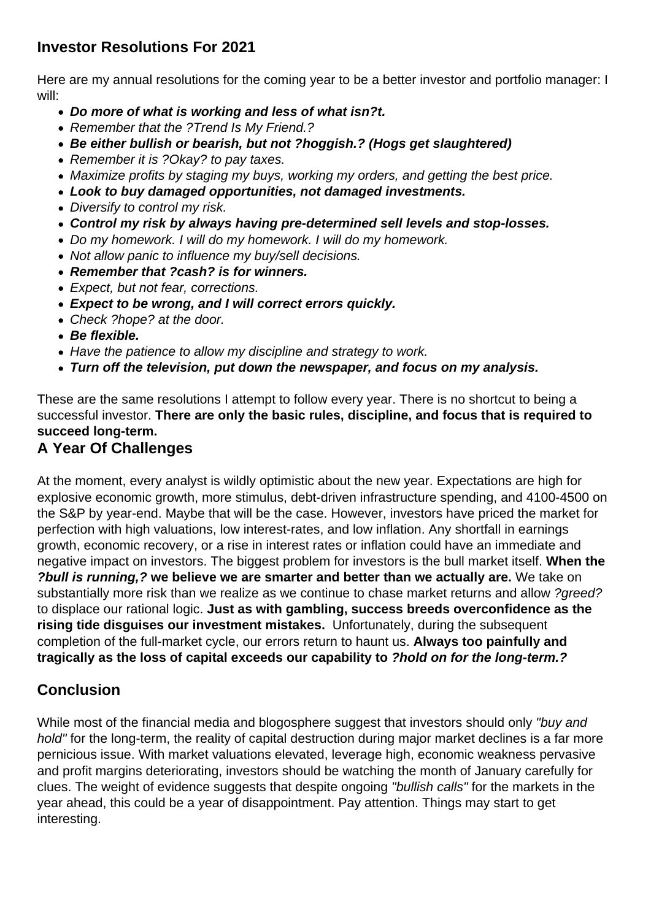## Investor Resolutions For 2021

Here are my annual resolutions for the coming year to be a better investor and portfolio manager: I will:

- ***Do more of what is working and less of what isn?t.***
- *Remember that the ?Trend Is My Friend.?*
- ***Be either bullish or bearish, but not ?hoggish.? (Hogs get slaughtered)***
- *Remember it is ?Okay? to pay taxes.*
- *Maximize profits by staging my buys, working my orders, and getting the best price.*
- ***Look to buy damaged opportunities, not damaged investments.***
- *Diversify to control my risk.*
- ***Control my risk by always having pre-determined sell levels and stop-losses.***
- *Do my homework. I will do my homework. I will do my homework.*
- *Not allow panic to influence my buy/sell decisions.*
- ***Remember that ?cash? is for winners.***
- *Expect, but not fear, corrections.*
- ***Expect to be wrong, and I will correct errors quickly.***
- *Check ?hope? at the door.*
- ***Be flexible.***
- *Have the patience to allow my discipline and strategy to work.*
- ***Turn off the television, put down the newspaper, and focus on my analysis.***

These are the same resolutions I attempt to follow every year. There is no shortcut to being a successful investor. **There are only the basic rules, discipline, and focus that is required to succeed long-term.**

## A Year Of Challenges

At the moment, every analyst is wildly optimistic about the new year. Expectations are high for explosive economic growth, more stimulus, debt-driven infrastructure spending, and 4100-4500 on the S&P by year-end. Maybe that will be the case. However, investors have priced the market for perfection with high valuations, low interest-rates, and low inflation. Any shortfall in earnings growth, economic recovery, or a rise in interest rates or inflation could have an immediate and negative impact on investors. The biggest problem for investors is the bull market itself. **When the *?bull is running,?* we believe we are smarter and better than we actually are.** We take on substantially more risk than we realize as we continue to chase market returns and allow *?greed?* to displace our rational logic. **Just as with gambling, success breeds overconfidence as the rising tide disguises our investment mistakes.** Unfortunately, during the subsequent completion of the full-market cycle, our errors return to haunt us. **Always too painfully and tragically as the loss of capital exceeds our capability to *?hold on for the long-term.?***

## Conclusion

While most of the financial media and blogosphere suggest that investors should only *"buy and hold"* for the long-term, the reality of capital destruction during major market declines is a far more pernicious issue. With market valuations elevated, leverage high, economic weakness pervasive and profit margins deteriorating, investors should be watching the month of January carefully for clues. The weight of evidence suggests that despite ongoing *"bullish calls"* for the markets in the year ahead, this could be a year of disappointment. Pay attention. Things may start to get interesting.